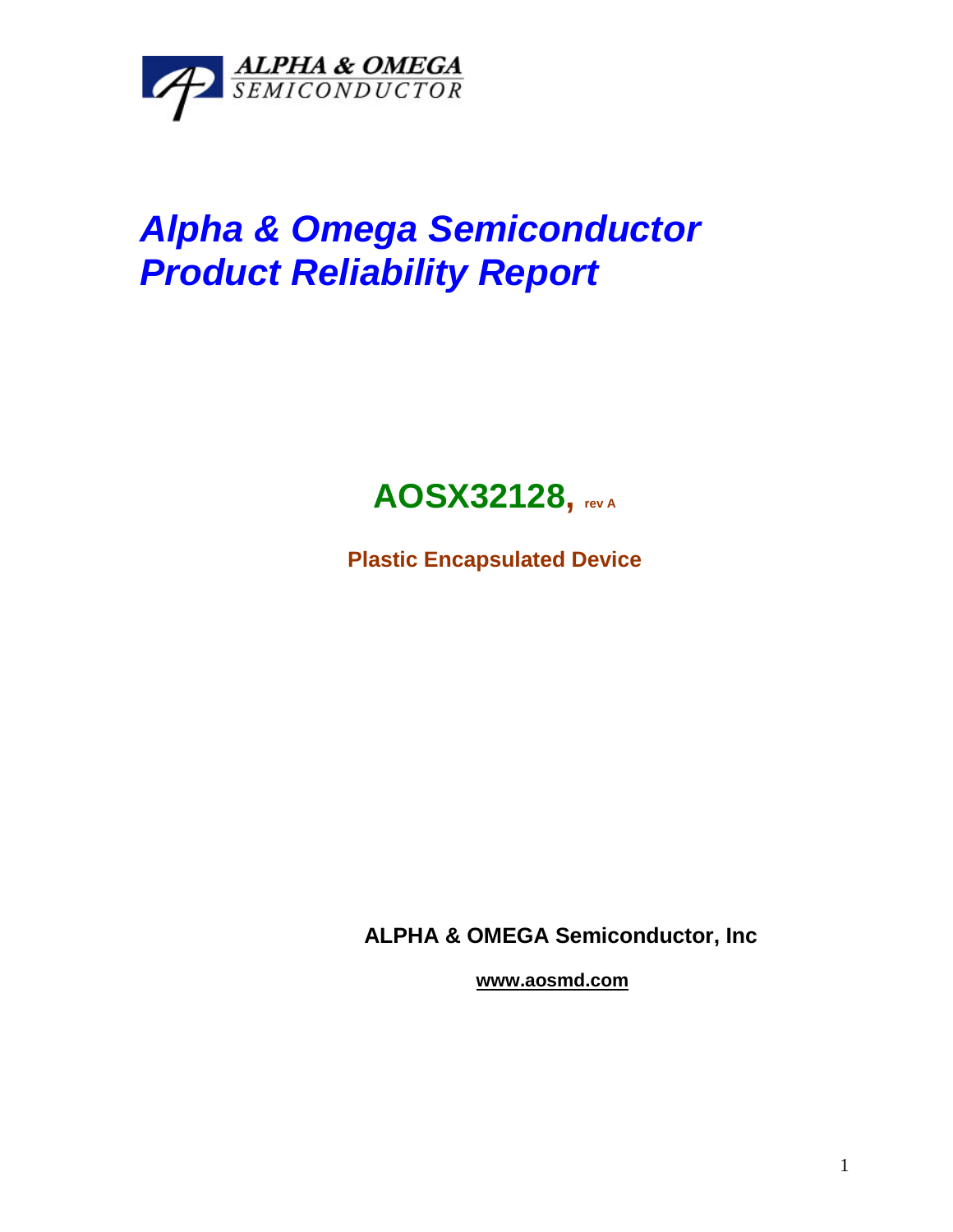# *Alpha & Omega Semiconductor Product Reliability Report*

## **AOSX32128, rev A**

**Plastic Encapsulated Device**

**ALPHA & OMEGA Semiconductor, Inc**

**www.aosmd.com**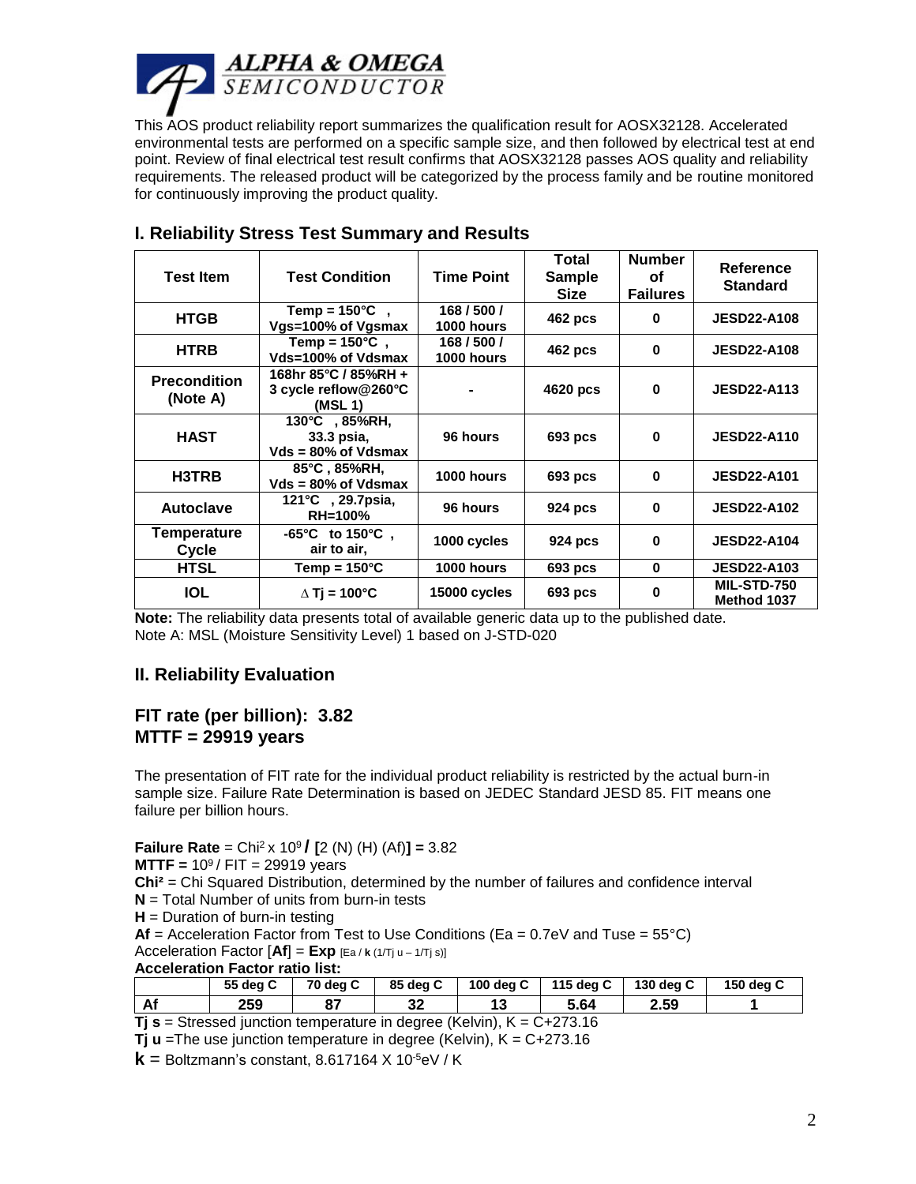This AOS product reliability report summarizes the qualification result for AOSX32128. Accelerated environmental tests are performed on a specific sample size, and then followed by electrical test at end point. Review of final electrical test result confirms that AOSX32128 passes AOS quality and reliability requirements. The released product will be categorized by the process family and be routine monitored for continuously improving the product quality.

## I. Reliability Stress Test Summary and Results

| Test Item | Test Condition | Time Point | Total Sample Size | Number of Failures | Reference Standard |
|---|---|---|---|---|---|
| **HTGB** | **Temp = 150°C , Vgs=100% of Vgsmax** | **168 / 500 / 1000 hours** | **462 pcs** | **0** | **JESD22-A108** |
| **HTRB** | **Temp = 150°C , Vds=100% of Vdsmax** | **168 / 500 / 1000 hours** | **462 pcs** | **0** | **JESD22-A108** |
| **Precondition (Note A)** | **168hr 85°C / 85%RH + 3 cycle reflow@260°C (MSL 1)** | **-** | **4620 pcs** | **0** | **JESD22-A113** |
| **HAST** | **130°C , 85%RH, 33.3 psia, Vds = 80% of Vdsmax** | **96 hours** | **693 pcs** | **0** | **JESD22-A110** |
| **H3TRB** | **85°C , 85%RH, Vds = 80% of Vdsmax** | **1000 hours** | **693 pcs** | **0** | **JESD22-A101** |
| **Autoclave** | **121°C , 29.7psia, RH=100%** | **96 hours** | **924 pcs** | **0** | **JESD22-A102** |
| **Temperature Cycle** | **-65°C to 150°C , air to air,** | **1000 cycles** | **924 pcs** | **0** | **JESD22-A104** |
| **HTSL** | **Temp = 150°C** | **1000 hours** | **693 pcs** | **0** | **JESD22-A103** |
| **IOL** | **$\Delta$ Tj = 100°C** | **15000 cycles** | **693 pcs** | **0** | **MIL-STD-750 Method 1037** |

**Note:** The reliability data presents total of available generic data up to the published date.
Note A: MSL (Moisture Sensitivity Level) 1 based on J-STD-020

## II. Reliability Evaluation

### FIT rate (per billion): 3.82
### MTTF = 29919 years

The presentation of FIT rate for the individual product reliability is restricted by the actual burn-in sample size. Failure Rate Determination is based on JEDEC Standard JESD 85. FIT means one failure per billion hours.

**Failure Rate** = $\text{Chi}^2 \times 10^9$ **/ [**2 (N) (H) (Af)**] =** 3.82
**MTTF =** $10^9$ / FIT = 29919 years
**Chi²** = Chi Squared Distribution, determined by the number of failures and confidence interval
**N** = Total Number of units from burn-in tests
**H** = Duration of burn-in testing
**Af** = Acceleration Factor from Test to Use Conditions (Ea = 0.7eV and Tuse = 55°C)
Acceleration Factor [**Af**] = **Exp** [Ea / **k** (1/Tj u – 1/Tj s)]

**Acceleration Factor ratio list:**

| | 55 deg C | 70 deg C | 85 deg C | 100 deg C | 115 deg C | 130 deg C | 150 deg C |
|---|---|---|---|---|---|---|---|
| **Af** | **259** | **87** | **32** | **13** | **5.64** | **2.59** | **1** |

**Tj s** = Stressed junction temperature in degree (Kelvin), K = C+273.16
**Tj u** =The use junction temperature in degree (Kelvin), K = C+273.16
**k** = Boltzmann's constant, 8.617164 X $10^{-5}$eV / K